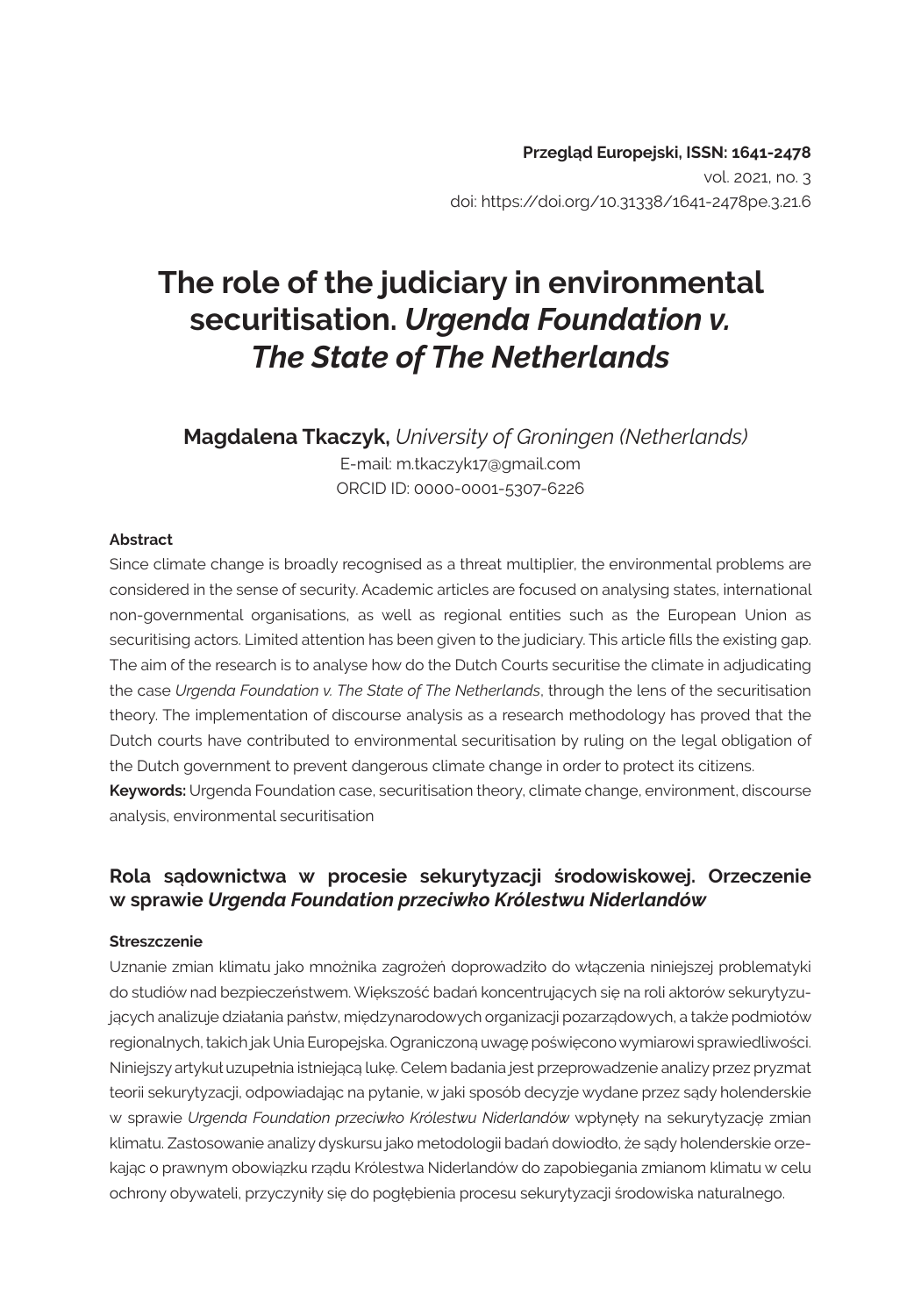**Przegląd Europejski, ISSN: 1641-2478**
vol. 2021, no. 3
doi: https://doi.org/10.31338/1641-2478pe.3.21.6

# The role of the judiciary in environmental securitisation. *Urgenda Foundation v. The State of The Netherlands*

**Magdalena Tkaczyk,** *University of Groningen (Netherlands)*
E-mail: m.tkaczyk17@gmail.com
ORCID ID: 0000-0001-5307-6226

#### Abstract

Since climate change is broadly recognised as a threat multiplier, the environmental problems are considered in the sense of security. Academic articles are focused on analysing states, international non-governmental organisations, as well as regional entities such as the European Union as securitising actors. Limited attention has been given to the judiciary. This article fills the existing gap. The aim of the research is to analyse how do the Dutch Courts securitise the climate in adjudicating the case *Urgenda Foundation v. The State of The Netherlands*, through the lens of the securitisation theory. The implementation of discourse analysis as a research methodology has proved that the Dutch courts have contributed to environmental securitisation by ruling on the legal obligation of the Dutch government to prevent dangerous climate change in order to protect its citizens.

**Keywords:** Urgenda Foundation case, securitisation theory, climate change, environment, discourse analysis, environmental securitisation

## Rola sądownictwa w procesie sekurytyzacji środowiskowej. Orzeczenie w sprawie *Urgenda Foundation przeciwko Królestwu Niderlandów*

#### Streszczenie

Uznanie zmian klimatu jako mnożnika zagrożeń doprowadziło do włączenia niniejszej problematyki do studiów nad bezpieczeństwem. Większość badań koncentrujących się na roli aktorów sekurytyzujących analizuje działania państw, międzynarodowych organizacji pozarządowych, a także podmiotów regionalnych, takich jak Unia Europejska. Ograniczoną uwagę poświęcono wymiarowi sprawiedliwości. Niniejszy artykuł uzupełnia istniejącą lukę. Celem badania jest przeprowadzenie analizy przez pryzmat teorii sekurytyzacji, odpowiadając na pytanie, w jaki sposób decyzje wydane przez sądy holenderskie w sprawie *Urgenda Foundation przeciwko Królestwu Niderlandów* wpłynęły na sekurytyzację zmian klimatu. Zastosowanie analizy dyskursu jako metodologii badań dowiodło, że sądy holenderskie orzekając o prawnym obowiązku rządu Królestwa Niderlandów do zapobiegania zmianom klimatu w celu ochrony obywateli, przyczyniły się do pogłębienia procesu sekurytyzacji środowiska naturalnego.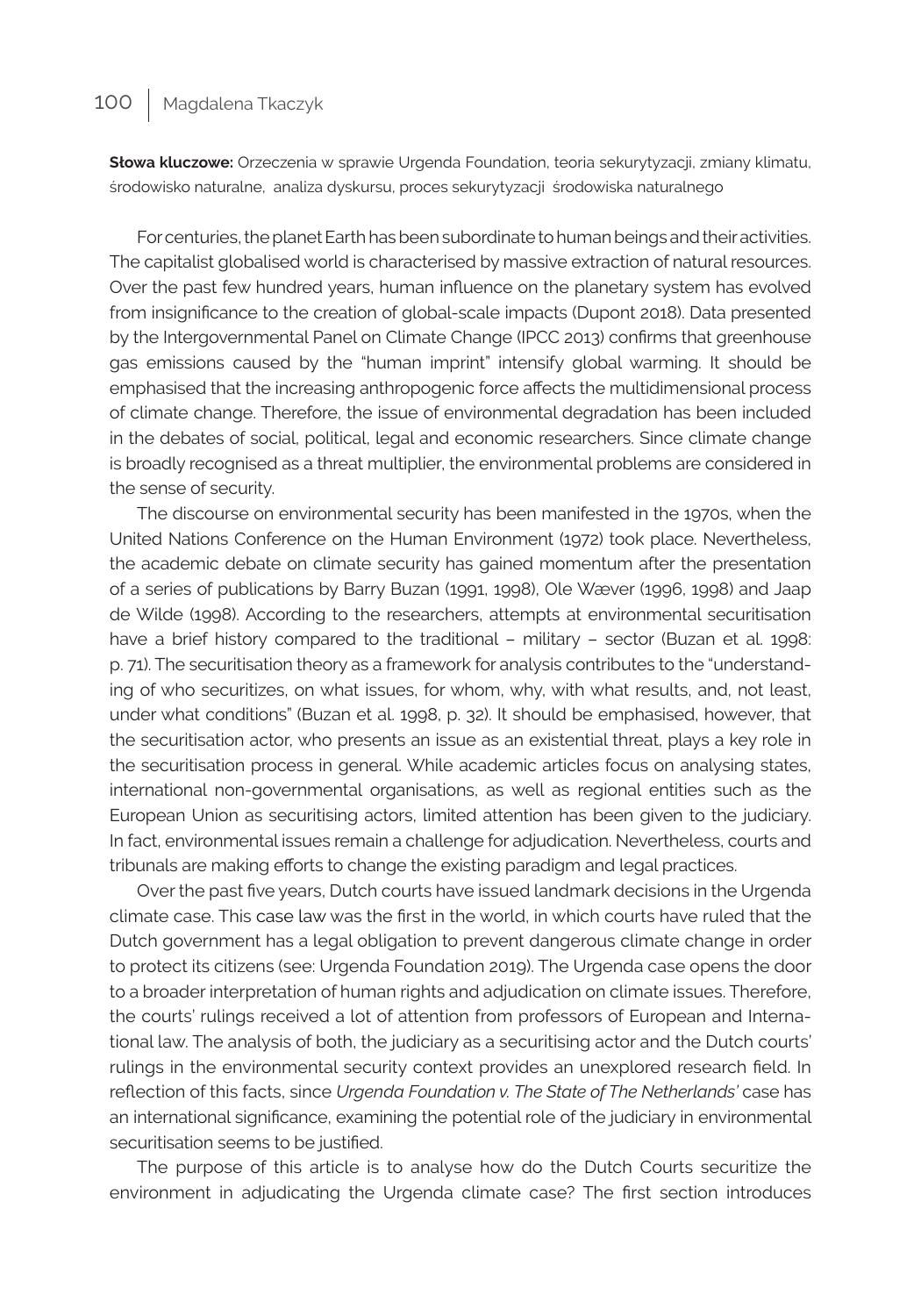**Słowa kluczowe:** Orzeczenia w sprawie Urgenda Foundation, teoria sekurytyzacji, zmiany klimatu, środowisko naturalne, analiza dyskursu, proces sekurytyzacji środowiska naturalnego

For centuries, the planet Earth has been subordinate to human beings and their activities. The capitalist globalised world is characterised by massive extraction of natural resources. Over the past few hundred years, human influence on the planetary system has evolved from insignificance to the creation of global-scale impacts (Dupont 2018). Data presented by the Intergovernmental Panel on Climate Change (IPCC 2013) confirms that greenhouse gas emissions caused by the "human imprint" intensify global warming. It should be emphasised that the increasing anthropogenic force affects the multidimensional process of climate change. Therefore, the issue of environmental degradation has been included in the debates of social, political, legal and economic researchers. Since climate change is broadly recognised as a threat multiplier, the environmental problems are considered in the sense of security.

The discourse on environmental security has been manifested in the 1970s, when the United Nations Conference on the Human Environment (1972) took place. Nevertheless, the academic debate on climate security has gained momentum after the presentation of a series of publications by Barry Buzan (1991, 1998), Ole Wæver (1996, 1998) and Jaap de Wilde (1998). According to the researchers, attempts at environmental securitisation have a brief history compared to the traditional – military – sector (Buzan et al. 1998: p. 71). The securitisation theory as a framework for analysis contributes to the "understanding of who securitizes, on what issues, for whom, why, with what results, and, not least, under what conditions" (Buzan et al. 1998, p. 32). It should be emphasised, however, that the securitisation actor, who presents an issue as an existential threat, plays a key role in the securitisation process in general. While academic articles focus on analysing states, international non-governmental organisations, as well as regional entities such as the European Union as securitising actors, limited attention has been given to the judiciary. In fact, environmental issues remain a challenge for adjudication. Nevertheless, courts and tribunals are making efforts to change the existing paradigm and legal practices.

Over the past five years, Dutch courts have issued landmark decisions in the Urgenda climate case. This case law was the first in the world, in which courts have ruled that the Dutch government has a legal obligation to prevent dangerous climate change in order to protect its citizens (see: Urgenda Foundation 2019). The Urgenda case opens the door to a broader interpretation of human rights and adjudication on climate issues. Therefore, the courts' rulings received a lot of attention from professors of European and International law. The analysis of both, the judiciary as a securitising actor and the Dutch courts' rulings in the environmental security context provides an unexplored research field. In reflection of this facts, since *Urgenda Foundation v. The State of The Netherlands'* case has an international significance, examining the potential role of the judiciary in environmental securitisation seems to be justified.

The purpose of this article is to analyse how do the Dutch Courts securitize the environment in adjudicating the Urgenda climate case? The first section introduces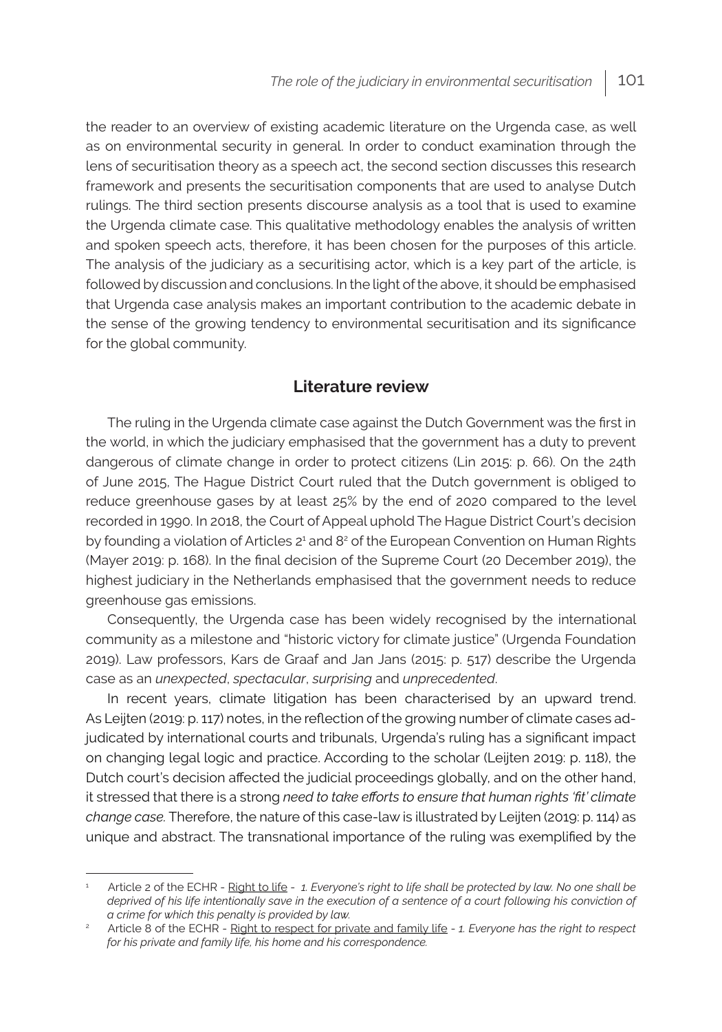the reader to an overview of existing academic literature on the Urgenda case, as well as on environmental security in general. In order to conduct examination through the lens of securitisation theory as a speech act, the second section discusses this research framework and presents the securitisation components that are used to analyse Dutch rulings. The third section presents discourse analysis as a tool that is used to examine the Urgenda climate case. This qualitative methodology enables the analysis of written and spoken speech acts, therefore, it has been chosen for the purposes of this article. The analysis of the judiciary as a securitising actor, which is a key part of the article, is followed by discussion and conclusions. In the light of the above, it should be emphasised that Urgenda case analysis makes an important contribution to the academic debate in the sense of the growing tendency to environmental securitisation and its significance for the global community.

## Literature review

The ruling in the Urgenda climate case against the Dutch Government was the first in the world, in which the judiciary emphasised that the government has a duty to prevent dangerous of climate change in order to protect citizens (Lin 2015: p. 66). On the 24th of June 2015, The Hague District Court ruled that the Dutch government is obliged to reduce greenhouse gases by at least 25% by the end of 2020 compared to the level recorded in 1990. In 2018, the Court of Appeal uphold The Hague District Court's decision by founding a violation of Articles 2[1] and 8[2] of the European Convention on Human Rights (Mayer 2019: p. 168). In the final decision of the Supreme Court (20 December 2019), the highest judiciary in the Netherlands emphasised that the government needs to reduce greenhouse gas emissions.

Consequently, the Urgenda case has been widely recognised by the international community as a milestone and "historic victory for climate justice" (Urgenda Foundation 2019). Law professors, Kars de Graaf and Jan Jans (2015: p. 517) describe the Urgenda case as an *unexpected*, *spectacular*, *surprising* and *unprecedented*.

In recent years, climate litigation has been characterised by an upward trend. As Leijten (2019: p. 117) notes, in the reflection of the growing number of climate cases adjudicated by international courts and tribunals, Urgenda's ruling has a significant impact on changing legal logic and practice. According to the scholar (Leijten 2019: p. 118), the Dutch court's decision affected the judicial proceedings globally, and on the other hand, it stressed that there is a strong *need to take efforts to ensure that human rights 'fit' climate change case.* Therefore, the nature of this case-law is illustrated by Leijten (2019: p. 114) as unique and abstract. The transnational importance of the ruling was exemplified by the

---

[1] Article 2 of the ECHR - Right to life - *1. Everyone's right to life shall be protected by law. No one shall be deprived of his life intentionally save in the execution of a sentence of a court following his conviction of a crime for which this penalty is provided by law.*

[2] Article 8 of the ECHR - Right to respect for private and family life - *1. Everyone has the right to respect for his private and family life, his home and his correspondence.*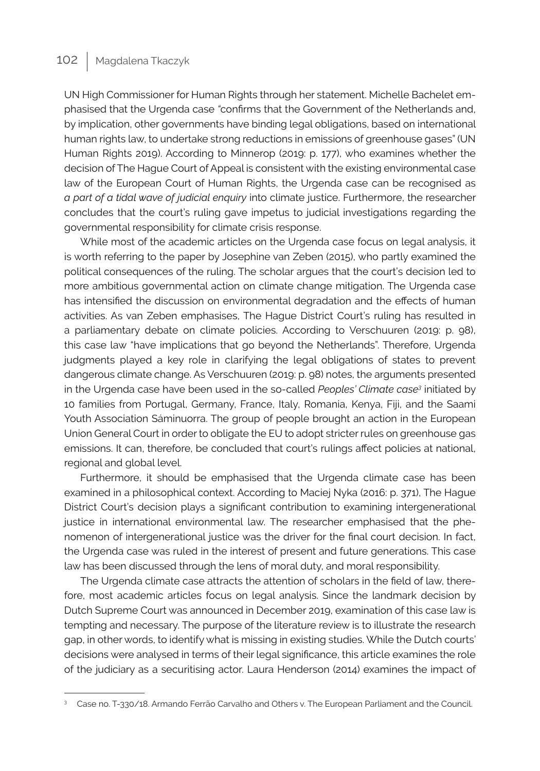UN High Commissioner for Human Rights through her statement. Michelle Bachelet emphasised that the Urgenda case "confirms that the Government of the Netherlands and, by implication, other governments have binding legal obligations, based on international human rights law, to undertake strong reductions in emissions of greenhouse gases" (UN Human Rights 2019). According to Minnerop (2019: p. 177), who examines whether the decision of The Hague Court of Appeal is consistent with the existing environmental case law of the European Court of Human Rights, the Urgenda case can be recognised as *a part of a tidal wave of judicial enquiry* into climate justice. Furthermore, the researcher concludes that the court's ruling gave impetus to judicial investigations regarding the governmental responsibility for climate crisis response.

While most of the academic articles on the Urgenda case focus on legal analysis, it is worth referring to the paper by Josephine van Zeben (2015), who partly examined the political consequences of the ruling. The scholar argues that the court's decision led to more ambitious governmental action on climate change mitigation. The Urgenda case has intensified the discussion on environmental degradation and the effects of human activities. As van Zeben emphasises, The Hague District Court's ruling has resulted in a parliamentary debate on climate policies. According to Verschuuren (2019: p. 98), this case law "have implications that go beyond the Netherlands". Therefore, Urgenda judgments played a key role in clarifying the legal obligations of states to prevent dangerous climate change. As Verschuuren (2019: p. 98) notes, the arguments presented in the Urgenda case have been used in the so-called *Peoples' Climate case*[3] initiated by 10 families from Portugal, Germany, France, Italy, Romania, Kenya, Fiji, and the Saami Youth Association Sáminuorra. The group of people brought an action in the European Union General Court in order to obligate the EU to adopt stricter rules on greenhouse gas emissions. It can, therefore, be concluded that court's rulings affect policies at national, regional and global level.

Furthermore, it should be emphasised that the Urgenda climate case has been examined in a philosophical context. According to Maciej Nyka (2016: p. 371), The Hague District Court's decision plays a significant contribution to examining intergenerational justice in international environmental law. The researcher emphasised that the phenomenon of intergenerational justice was the driver for the final court decision. In fact, the Urgenda case was ruled in the interest of present and future generations. This case law has been discussed through the lens of moral duty, and moral responsibility.

The Urgenda climate case attracts the attention of scholars in the field of law, therefore, most academic articles focus on legal analysis. Since the landmark decision by Dutch Supreme Court was announced in December 2019, examination of this case law is tempting and necessary. The purpose of the literature review is to illustrate the research gap, in other words, to identify what is missing in existing studies. While the Dutch courts' decisions were analysed in terms of their legal significance, this article examines the role of the judiciary as a securitising actor. Laura Henderson (2014) examines the impact of

---

[3] Case no. T-330/18. Armando Ferrão Carvalho and Others v. The European Parliament and the Council.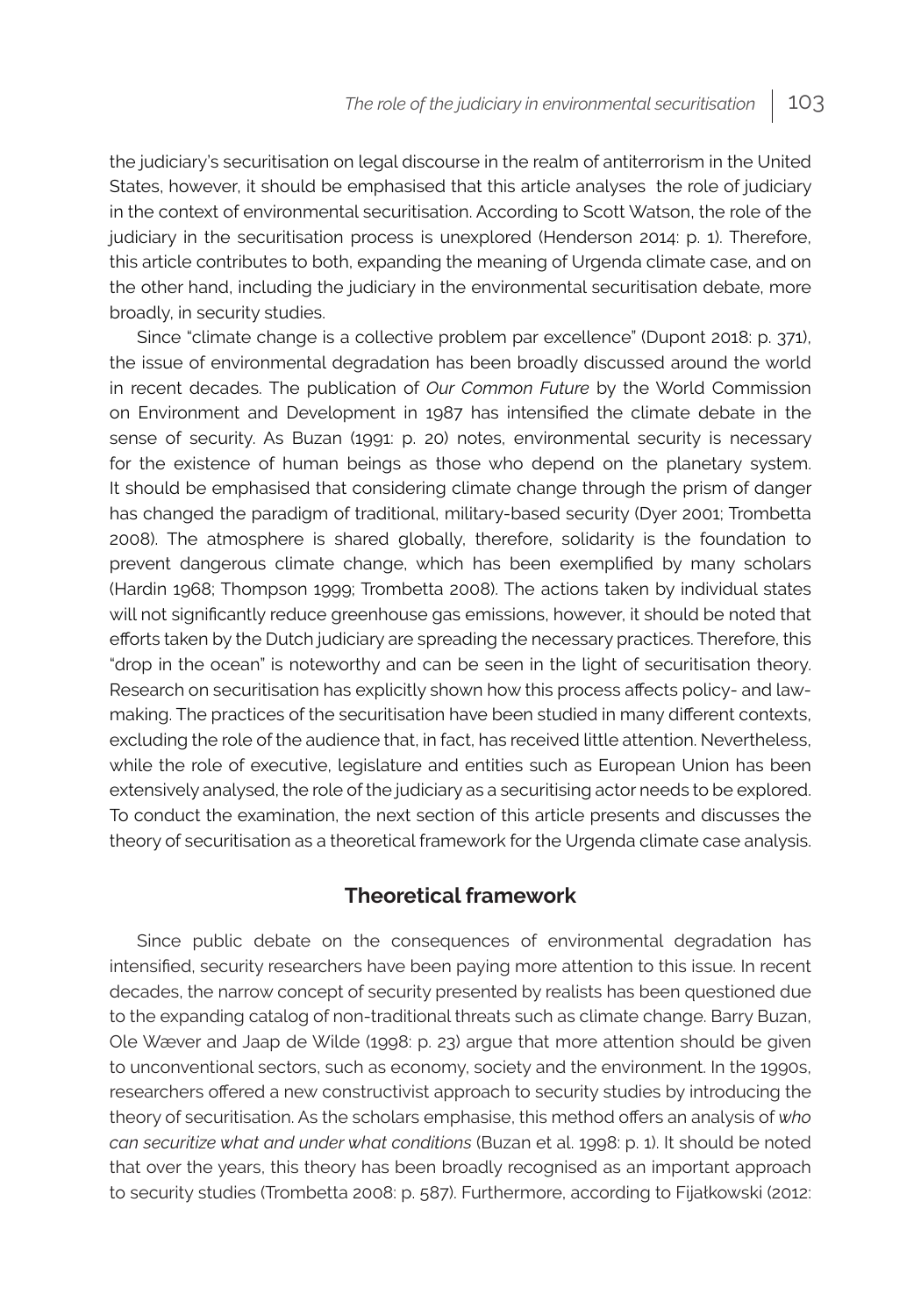the judiciary's securitisation on legal discourse in the realm of antiterrorism in the United States, however, it should be emphasised that this article analyses the role of judiciary in the context of environmental securitisation. According to Scott Watson, the role of the judiciary in the securitisation process is unexplored (Henderson 2014: p. 1). Therefore, this article contributes to both, expanding the meaning of Urgenda climate case, and on the other hand, including the judiciary in the environmental securitisation debate, more broadly, in security studies.

Since "climate change is a collective problem par excellence" (Dupont 2018: p. 371), the issue of environmental degradation has been broadly discussed around the world in recent decades. The publication of *Our Common Future* by the World Commission on Environment and Development in 1987 has intensified the climate debate in the sense of security. As Buzan (1991: p. 20) notes, environmental security is necessary for the existence of human beings as those who depend on the planetary system. It should be emphasised that considering climate change through the prism of danger has changed the paradigm of traditional, military-based security (Dyer 2001; Trombetta 2008). The atmosphere is shared globally, therefore, solidarity is the foundation to prevent dangerous climate change, which has been exemplified by many scholars (Hardin 1968; Thompson 1999; Trombetta 2008). The actions taken by individual states will not significantly reduce greenhouse gas emissions, however, it should be noted that efforts taken by the Dutch judiciary are spreading the necessary practices. Therefore, this "drop in the ocean" is noteworthy and can be seen in the light of securitisation theory. Research on securitisation has explicitly shown how this process affects policy- and law-making. The practices of the securitisation have been studied in many different contexts, excluding the role of the audience that, in fact, has received little attention. Nevertheless, while the role of executive, legislature and entities such as European Union has been extensively analysed, the role of the judiciary as a securitising actor needs to be explored. To conduct the examination, the next section of this article presents and discusses the theory of securitisation as a theoretical framework for the Urgenda climate case analysis.

## Theoretical framework

Since public debate on the consequences of environmental degradation has intensified, security researchers have been paying more attention to this issue. In recent decades, the narrow concept of security presented by realists has been questioned due to the expanding catalog of non-traditional threats such as climate change. Barry Buzan, Ole Wæver and Jaap de Wilde (1998: p. 23) argue that more attention should be given to unconventional sectors, such as economy, society and the environment. In the 1990s, researchers offered a new constructivist approach to security studies by introducing the theory of securitisation. As the scholars emphasise, this method offers an analysis of *who can securitize what and under what conditions* (Buzan et al. 1998: p. 1). It should be noted that over the years, this theory has been broadly recognised as an important approach to security studies (Trombetta 2008: p. 587). Furthermore, according to Fijałkowski (2012: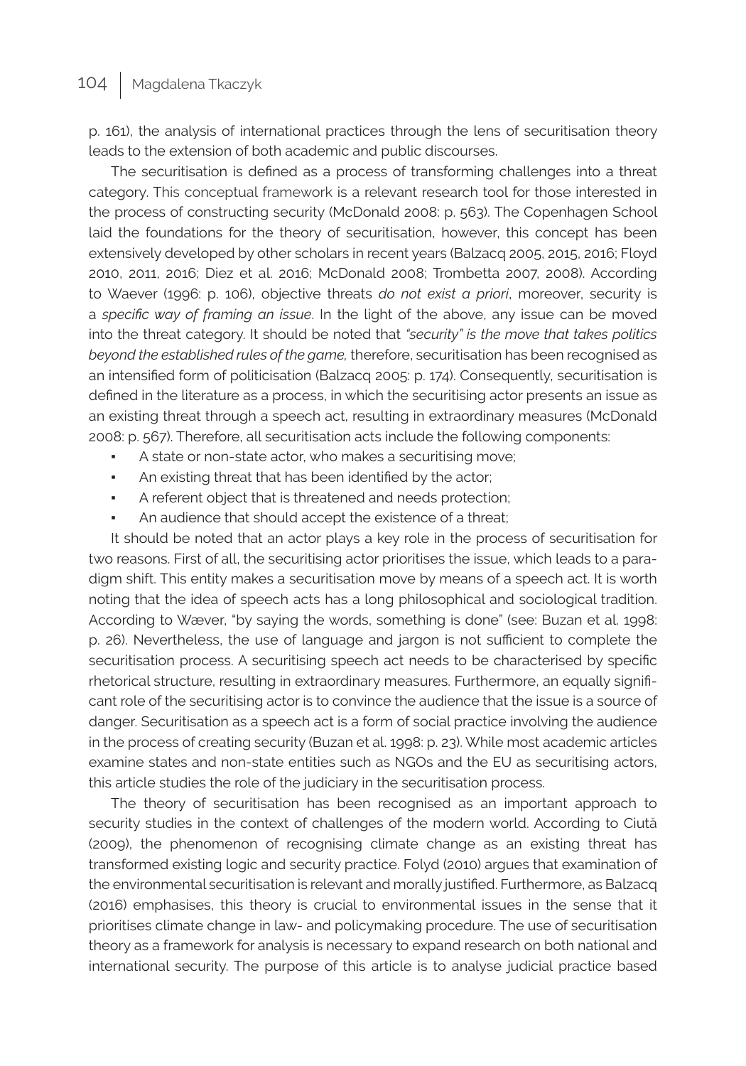p. 161), the analysis of international practices through the lens of securitisation theory leads to the extension of both academic and public discourses.

The securitisation is defined as a process of transforming challenges into a threat category. This conceptual framework is a relevant research tool for those interested in the process of constructing security (McDonald 2008: p. 563). The Copenhagen School laid the foundations for the theory of securitisation, however, this concept has been extensively developed by other scholars in recent years (Balzacq 2005, 2015, 2016; Floyd 2010, 2011, 2016; Diez et al. 2016; McDonald 2008; Trombetta 2007, 2008). According to Waever (1996: p. 106), objective threats *do not exist a priori*, moreover, security is a *specific way of framing an issue*. In the light of the above, any issue can be moved into the threat category. It should be noted that *"security" is the move that takes politics beyond the established rules of the game,* therefore, securitisation has been recognised as an intensified form of politicisation (Balzacq 2005: p. 174). Consequently, securitisation is defined in the literature as a process, in which the securitising actor presents an issue as an existing threat through a speech act, resulting in extraordinary measures (McDonald 2008: p. 567). Therefore, all securitisation acts include the following components:

- A state or non-state actor, who makes a securitising move;
- An existing threat that has been identified by the actor;
- A referent object that is threatened and needs protection;
- An audience that should accept the existence of a threat;

It should be noted that an actor plays a key role in the process of securitisation for two reasons. First of all, the securitising actor prioritises the issue, which leads to a paradigm shift. This entity makes a securitisation move by means of a speech act. It is worth noting that the idea of speech acts has a long philosophical and sociological tradition. According to Wæver, "by saying the words, something is done" (see: Buzan et al. 1998: p. 26). Nevertheless, the use of language and jargon is not sufficient to complete the securitisation process. A securitising speech act needs to be characterised by specific rhetorical structure, resulting in extraordinary measures. Furthermore, an equally significant role of the securitising actor is to convince the audience that the issue is a source of danger. Securitisation as a speech act is a form of social practice involving the audience in the process of creating security (Buzan et al. 1998: p. 23). While most academic articles examine states and non-state entities such as NGOs and the EU as securitising actors, this article studies the role of the judiciary in the securitisation process.

The theory of securitisation has been recognised as an important approach to security studies in the context of challenges of the modern world. According to Ciută (2009), the phenomenon of recognising climate change as an existing threat has transformed existing logic and security practice. Folyd (2010) argues that examination of the environmental securitisation is relevant and morally justified. Furthermore, as Balzacq (2016) emphasises, this theory is crucial to environmental issues in the sense that it prioritises climate change in law- and policymaking procedure. The use of securitisation theory as a framework for analysis is necessary to expand research on both national and international security. The purpose of this article is to analyse judicial practice based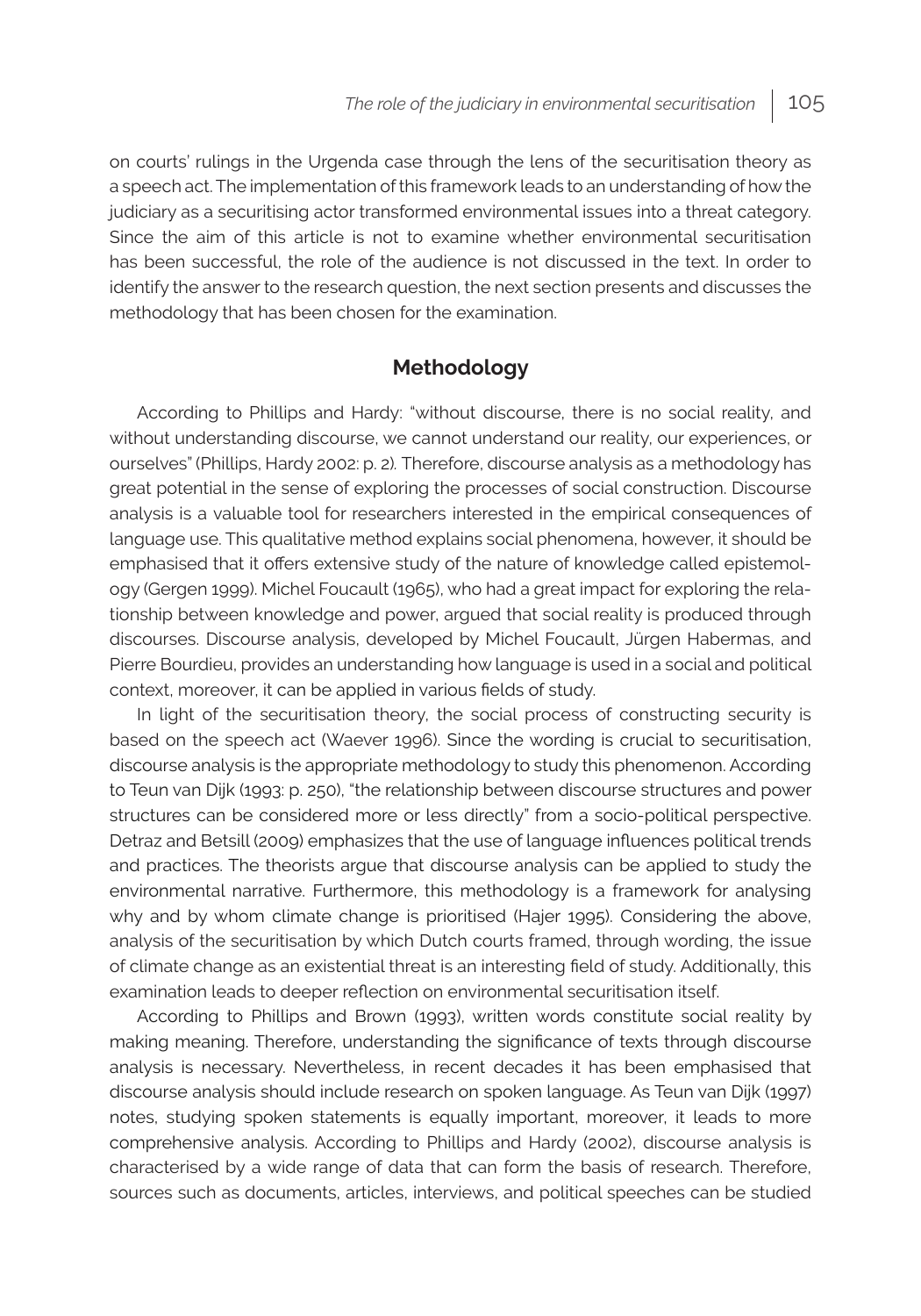on courts' rulings in the Urgenda case through the lens of the securitisation theory as a speech act. The implementation of this framework leads to an understanding of how the judiciary as a securitising actor transformed environmental issues into a threat category. Since the aim of this article is not to examine whether environmental securitisation has been successful, the role of the audience is not discussed in the text. In order to identify the answer to the research question, the next section presents and discusses the methodology that has been chosen for the examination.

## Methodology

According to Phillips and Hardy: "without discourse, there is no social reality, and without understanding discourse, we cannot understand our reality, our experiences, or ourselves" (Phillips, Hardy 2002: p. 2). Therefore, discourse analysis as a methodology has great potential in the sense of exploring the processes of social construction. Discourse analysis is a valuable tool for researchers interested in the empirical consequences of language use. This qualitative method explains social phenomena, however, it should be emphasised that it offers extensive study of the nature of knowledge called epistemology (Gergen 1999). Michel Foucault (1965), who had a great impact for exploring the relationship between knowledge and power, argued that social reality is produced through discourses. Discourse analysis, developed by Michel Foucault, Jürgen Habermas, and Pierre Bourdieu, provides an understanding how language is used in a social and political context, moreover, it can be applied in various fields of study.

In light of the securitisation theory, the social process of constructing security is based on the speech act (Waever 1996). Since the wording is crucial to securitisation, discourse analysis is the appropriate methodology to study this phenomenon. According to Teun van Dijk (1993: p. 250), "the relationship between discourse structures and power structures can be considered more or less directly" from a socio-political perspective. Detraz and Betsill (2009) emphasizes that the use of language influences political trends and practices. The theorists argue that discourse analysis can be applied to study the environmental narrative. Furthermore, this methodology is a framework for analysing why and by whom climate change is prioritised (Hajer 1995). Considering the above, analysis of the securitisation by which Dutch courts framed, through wording, the issue of climate change as an existential threat is an interesting field of study. Additionally, this examination leads to deeper reflection on environmental securitisation itself.

According to Phillips and Brown (1993), written words constitute social reality by making meaning. Therefore, understanding the significance of texts through discourse analysis is necessary. Nevertheless, in recent decades it has been emphasised that discourse analysis should include research on spoken language. As Teun van Dijk (1997) notes, studying spoken statements is equally important, moreover, it leads to more comprehensive analysis. According to Phillips and Hardy (2002), discourse analysis is characterised by a wide range of data that can form the basis of research. Therefore, sources such as documents, articles, interviews, and political speeches can be studied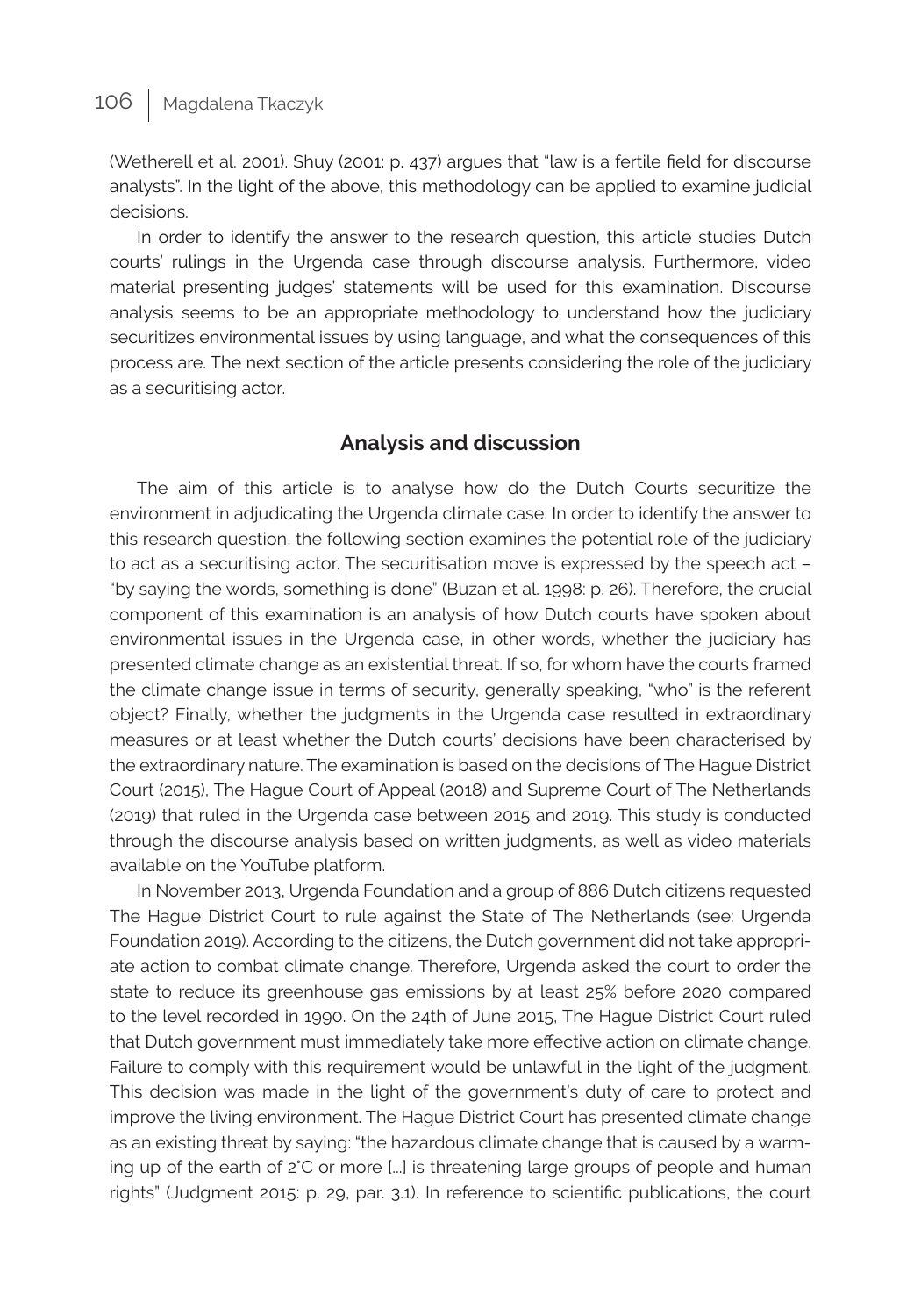(Wetherell et al. 2001). Shuy (2001: p. 437) argues that "law is a fertile field for discourse analysts". In the light of the above, this methodology can be applied to examine judicial decisions.

In order to identify the answer to the research question, this article studies Dutch courts' rulings in the Urgenda case through discourse analysis. Furthermore, video material presenting judges' statements will be used for this examination. Discourse analysis seems to be an appropriate methodology to understand how the judiciary securitizes environmental issues by using language, and what the consequences of this process are. The next section of the article presents considering the role of the judiciary as a securitising actor.

## Analysis and discussion

The aim of this article is to analyse how do the Dutch Courts securitize the environment in adjudicating the Urgenda climate case. In order to identify the answer to this research question, the following section examines the potential role of the judiciary to act as a securitising actor. The securitisation move is expressed by the speech act – "by saying the words, something is done" (Buzan et al. 1998: p. 26). Therefore, the crucial component of this examination is an analysis of how Dutch courts have spoken about environmental issues in the Urgenda case, in other words, whether the judiciary has presented climate change as an existential threat. If so, for whom have the courts framed the climate change issue in terms of security, generally speaking, "who" is the referent object? Finally, whether the judgments in the Urgenda case resulted in extraordinary measures or at least whether the Dutch courts' decisions have been characterised by the extraordinary nature. The examination is based on the decisions of The Hague District Court (2015), The Hague Court of Appeal (2018) and Supreme Court of The Netherlands (2019) that ruled in the Urgenda case between 2015 and 2019. This study is conducted through the discourse analysis based on written judgments, as well as video materials available on the YouTube platform.

In November 2013, Urgenda Foundation and a group of 886 Dutch citizens requested The Hague District Court to rule against the State of The Netherlands (see: Urgenda Foundation 2019). According to the citizens, the Dutch government did not take appropriate action to combat climate change. Therefore, Urgenda asked the court to order the state to reduce its greenhouse gas emissions by at least 25% before 2020 compared to the level recorded in 1990. On the 24th of June 2015, The Hague District Court ruled that Dutch government must immediately take more effective action on climate change. Failure to comply with this requirement would be unlawful in the light of the judgment. This decision was made in the light of the government's duty of care to protect and improve the living environment. The Hague District Court has presented climate change as an existing threat by saying: "the hazardous climate change that is caused by a warming up of the earth of 2°C or more [...] is threatening large groups of people and human rights" (Judgment 2015: p. 29, par. 3.1). In reference to scientific publications, the court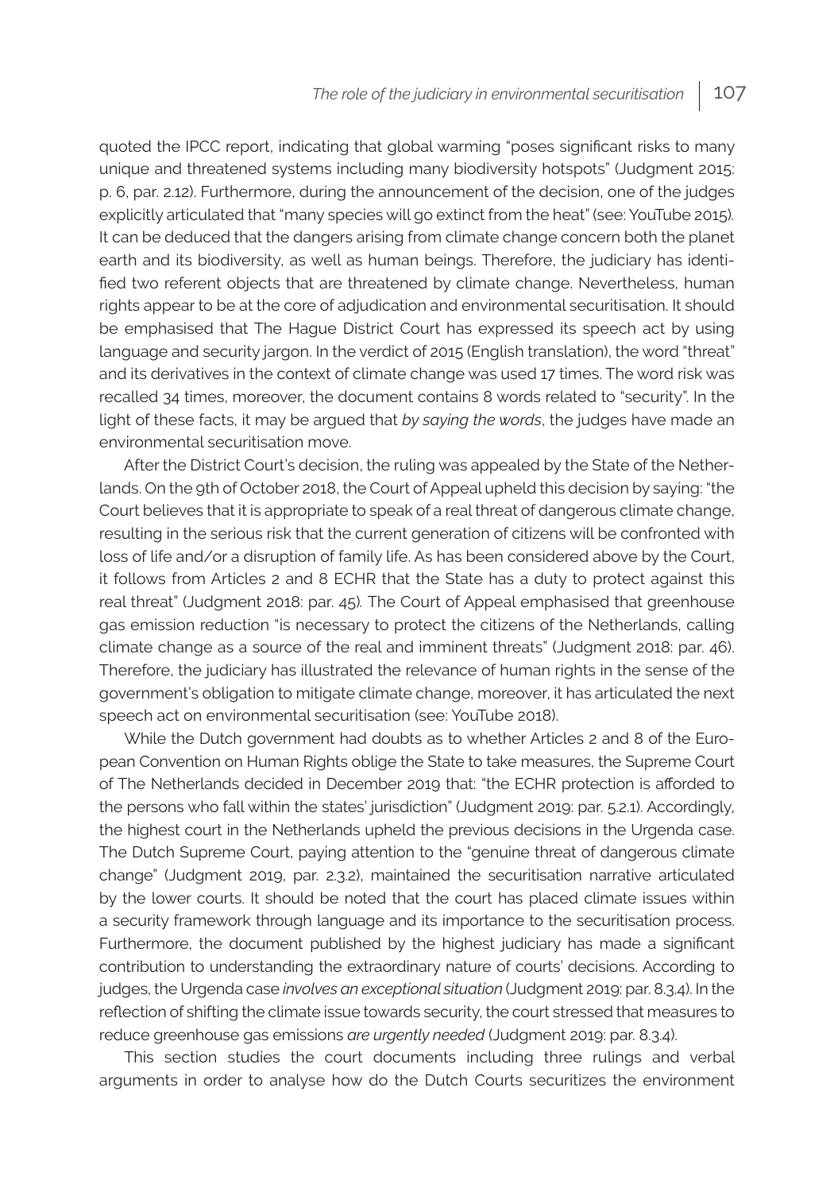quoted the IPCC report, indicating that global warming "poses significant risks to many unique and threatened systems including many biodiversity hotspots" (Judgment 2015: p. 6, par. 2.12). Furthermore, during the announcement of the decision, one of the judges explicitly articulated that "many species will go extinct from the heat" (see: YouTube 2015). It can be deduced that the dangers arising from climate change concern both the planet earth and its biodiversity, as well as human beings. Therefore, the judiciary has identified two referent objects that are threatened by climate change. Nevertheless, human rights appear to be at the core of adjudication and environmental securitisation. It should be emphasised that The Hague District Court has expressed its speech act by using language and security jargon. In the verdict of 2015 (English translation), the word "threat" and its derivatives in the context of climate change was used 17 times. The word risk was recalled 34 times, moreover, the document contains 8 words related to "security". In the light of these facts, it may be argued that *by saying the words*, the judges have made an environmental securitisation move.

After the District Court's decision, the ruling was appealed by the State of the Netherlands. On the 9th of October 2018, the Court of Appeal upheld this decision by saying: "the Court believes that it is appropriate to speak of a real threat of dangerous climate change, resulting in the serious risk that the current generation of citizens will be confronted with loss of life and/or a disruption of family life. As has been considered above by the Court, it follows from Articles 2 and 8 ECHR that the State has a duty to protect against this real threat" (Judgment 2018: par. 45). The Court of Appeal emphasised that greenhouse gas emission reduction "is necessary to protect the citizens of the Netherlands, calling climate change as a source of the real and imminent threats" (Judgment 2018: par. 46). Therefore, the judiciary has illustrated the relevance of human rights in the sense of the government's obligation to mitigate climate change, moreover, it has articulated the next speech act on environmental securitisation (see: YouTube 2018).

While the Dutch government had doubts as to whether Articles 2 and 8 of the European Convention on Human Rights oblige the State to take measures, the Supreme Court of The Netherlands decided in December 2019 that: "the ECHR protection is afforded to the persons who fall within the states' jurisdiction" (Judgment 2019: par. 5.2.1). Accordingly, the highest court in the Netherlands upheld the previous decisions in the Urgenda case. The Dutch Supreme Court, paying attention to the "genuine threat of dangerous climate change" (Judgment 2019, par. 2.3.2), maintained the securitisation narrative articulated by the lower courts. It should be noted that the court has placed climate issues within a security framework through language and its importance to the securitisation process. Furthermore, the document published by the highest judiciary has made a significant contribution to understanding the extraordinary nature of courts' decisions. According to judges, the Urgenda case *involves an exceptional situation* (Judgment 2019: par. 8.3.4). In the reflection of shifting the climate issue towards security, the court stressed that measures to reduce greenhouse gas emissions *are urgently needed* (Judgment 2019: par. 8.3.4).

This section studies the court documents including three rulings and verbal arguments in order to analyse how do the Dutch Courts securitizes the environment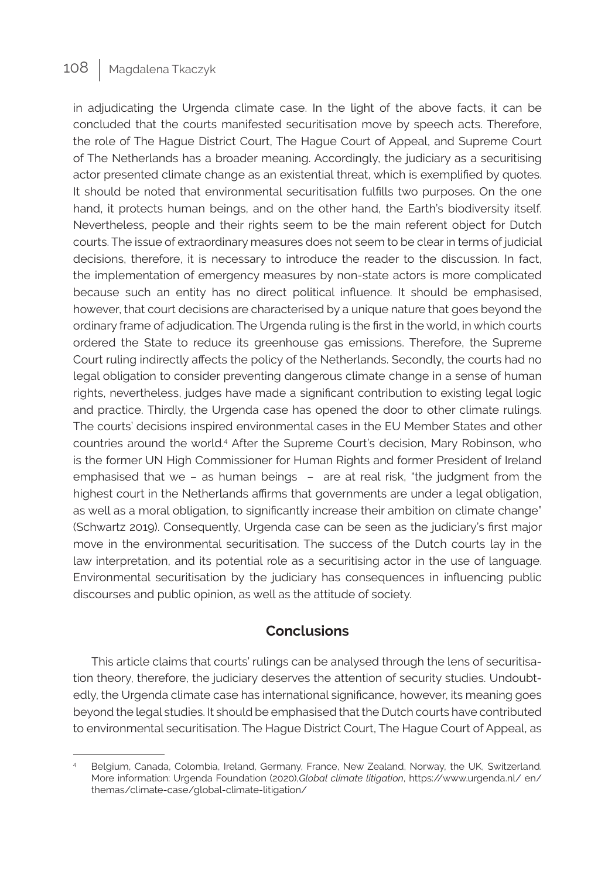in adjudicating the Urgenda climate case. In the light of the above facts, it can be concluded that the courts manifested securitisation move by speech acts. Therefore, the role of The Hague District Court, The Hague Court of Appeal, and Supreme Court of The Netherlands has a broader meaning. Accordingly, the judiciary as a securitising actor presented climate change as an existential threat, which is exemplified by quotes. It should be noted that environmental securitisation fulfills two purposes. On the one hand, it protects human beings, and on the other hand, the Earth's biodiversity itself. Nevertheless, people and their rights seem to be the main referent object for Dutch courts. The issue of extraordinary measures does not seem to be clear in terms of judicial decisions, therefore, it is necessary to introduce the reader to the discussion. In fact, the implementation of emergency measures by non-state actors is more complicated because such an entity has no direct political influence. It should be emphasised, however, that court decisions are characterised by a unique nature that goes beyond the ordinary frame of adjudication. The Urgenda ruling is the first in the world, in which courts ordered the State to reduce its greenhouse gas emissions. Therefore, the Supreme Court ruling indirectly affects the policy of the Netherlands. Secondly, the courts had no legal obligation to consider preventing dangerous climate change in a sense of human rights, nevertheless, judges have made a significant contribution to existing legal logic and practice. Thirdly, the Urgenda case has opened the door to other climate rulings. The courts' decisions inspired environmental cases in the EU Member States and other countries around the world.[4] After the Supreme Court's decision, Mary Robinson, who is the former UN High Commissioner for Human Rights and former President of Ireland emphasised that we – as human beings – are at real risk, "the judgment from the highest court in the Netherlands affirms that governments are under a legal obligation, as well as a moral obligation, to significantly increase their ambition on climate change" (Schwartz 2019). Consequently, Urgenda case can be seen as the judiciary's first major move in the environmental securitisation. The success of the Dutch courts lay in the law interpretation, and its potential role as a securitising actor in the use of language. Environmental securitisation by the judiciary has consequences in influencing public discourses and public opinion, as well as the attitude of society.

## Conclusions

This article claims that courts' rulings can be analysed through the lens of securitisation theory, therefore, the judiciary deserves the attention of security studies. Undoubtedly, the Urgenda climate case has international significance, however, its meaning goes beyond the legal studies. It should be emphasised that the Dutch courts have contributed to environmental securitisation. The Hague District Court, The Hague Court of Appeal, as

---

[4] Belgium, Canada, Colombia, Ireland, Germany, France, New Zealand, Norway, the UK, Switzerland. More information: Urgenda Foundation (2020),*Global climate litigation*, https://www.urgenda.nl/ en/ themas/climate-case/global-climate-litigation/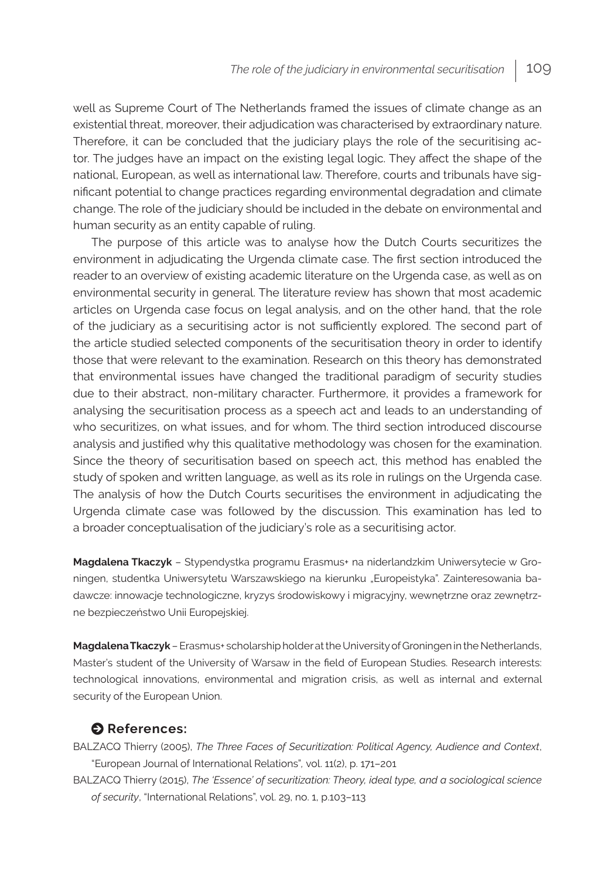well as Supreme Court of The Netherlands framed the issues of climate change as an existential threat, moreover, their adjudication was characterised by extraordinary nature. Therefore, it can be concluded that the judiciary plays the role of the securitising actor. The judges have an impact on the existing legal logic. They affect the shape of the national, European, as well as international law. Therefore, courts and tribunals have significant potential to change practices regarding environmental degradation and climate change. The role of the judiciary should be included in the debate on environmental and human security as an entity capable of ruling.

The purpose of this article was to analyse how the Dutch Courts securitizes the environment in adjudicating the Urgenda climate case. The first section introduced the reader to an overview of existing academic literature on the Urgenda case, as well as on environmental security in general. The literature review has shown that most academic articles on Urgenda case focus on legal analysis, and on the other hand, that the role of the judiciary as a securitising actor is not sufficiently explored. The second part of the article studied selected components of the securitisation theory in order to identify those that were relevant to the examination. Research on this theory has demonstrated that environmental issues have changed the traditional paradigm of security studies due to their abstract, non-military character. Furthermore, it provides a framework for analysing the securitisation process as a speech act and leads to an understanding of who securitizes, on what issues, and for whom. The third section introduced discourse analysis and justified why this qualitative methodology was chosen for the examination. Since the theory of securitisation based on speech act, this method has enabled the study of spoken and written language, as well as its role in rulings on the Urgenda case. The analysis of how the Dutch Courts securitises the environment in adjudicating the Urgenda climate case was followed by the discussion. This examination has led to a broader conceptualisation of the judiciary's role as a securitising actor.

**Magdalena Tkaczyk** – Stypendystka programu Erasmus+ na niderlandzkim Uniwersytecie w Groningen, studentka Uniwersytetu Warszawskiego na kierunku „Europeistyka". Zainteresowania badawcze: innowacje technologiczne, kryzys środowiskowy i migracyjny, wewnętrzne oraz zewnętrzne bezpieczeństwo Unii Europejskiej.

**Magdalena Tkaczyk** – Erasmus+ scholarship holder at the University of Groningen in the Netherlands, Master's student of the University of Warsaw in the field of European Studies. Research interests: technological innovations, environmental and migration crisis, as well as internal and external security of the European Union.

## References:

BALZACQ Thierry (2005), *The Three Faces of Securitization: Political Agency, Audience and Context*, "European Journal of International Relations", vol. 11(2), p. 171–201

BALZACQ Thierry (2015), *The 'Essence' of securitization: Theory, ideal type, and a sociological science of security*, "International Relations", vol. 29, no. 1, p.103–113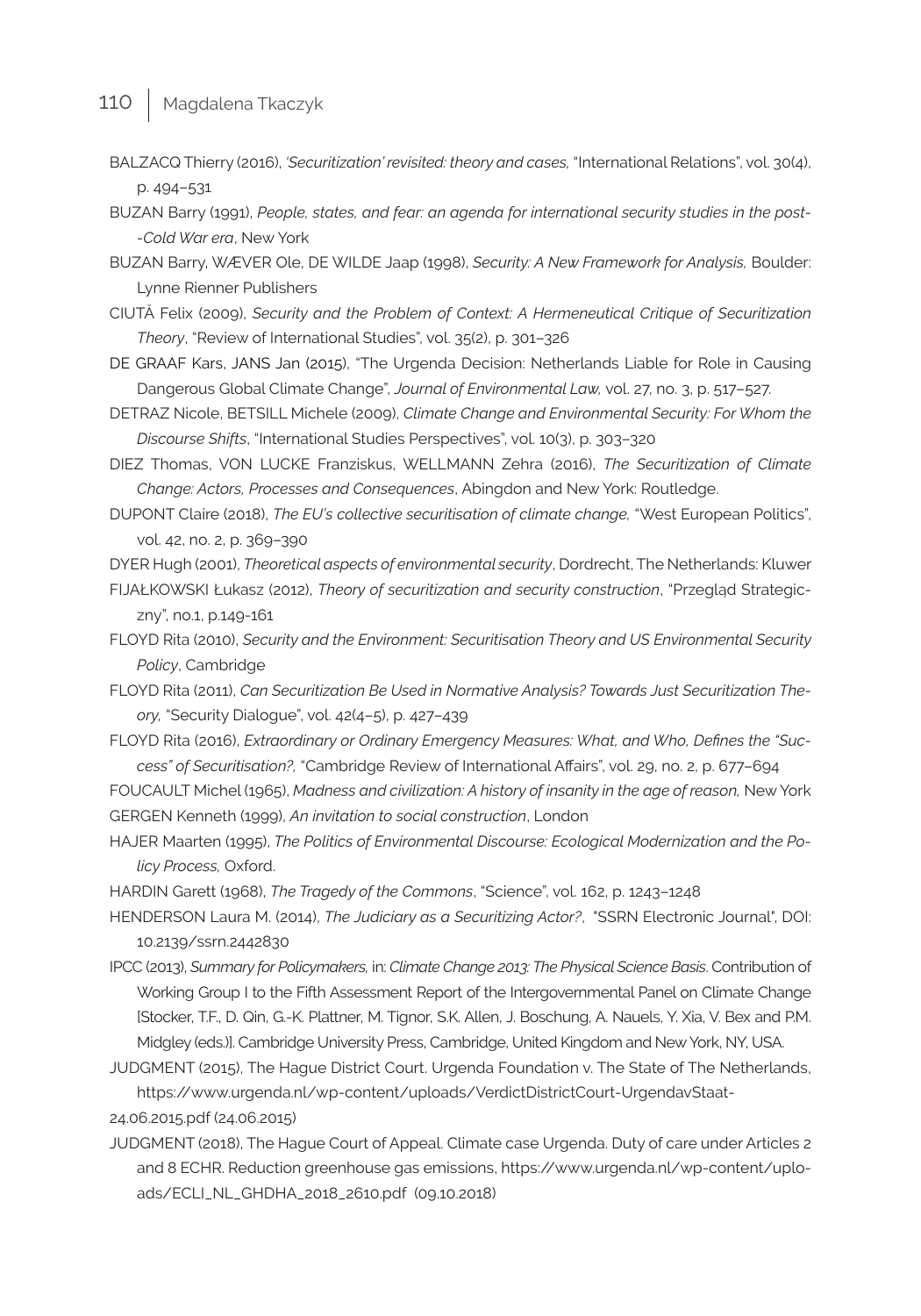BALZACQ Thierry (2016), *'Securitization' revisited: theory and cases,* "International Relations", vol. 30(4), p. 494–531

BUZAN Barry (1991), *People, states, and fear: an agenda for international security studies in the post--Cold War era*, New York

BUZAN Barry, WÆVER Ole, DE WILDE Jaap (1998), *Security: A New Framework for Analysis,* Boulder: Lynne Rienner Publishers

CIUTĂ Felix (2009), *Security and the Problem of Context: A Hermeneutical Critique of Securitization Theory*, "Review of International Studies", vol. 35(2), p. 301–326

DE GRAAF Kars, JANS Jan (2015), "The Urgenda Decision: Netherlands Liable for Role in Causing Dangerous Global Climate Change", *Journal of Environmental Law,* vol. 27, no. 3, p. 517–527.

DETRAZ Nicole, BETSILL Michele (2009), *Climate Change and Environmental Security: For Whom the Discourse Shifts*, "International Studies Perspectives", vol. 10(3), p. 303–320

DIEZ Thomas, VON LUCKE Franziskus, WELLMANN Zehra (2016), *The Securitization of Climate Change: Actors, Processes and Consequences*, Abingdon and New York: Routledge.

DUPONT Claire (2018), *The EU's collective securitisation of climate change,* "West European Politics", vol. 42, no. 2, p. 369–390

DYER Hugh (2001), *Theoretical aspects of environmental security*, Dordrecht, The Netherlands: Kluwer

FIJAŁKOWSKI Łukasz (2012), *Theory of securitization and security construction*, "Przegląd Strategiczny", no.1, p.149-161

FLOYD Rita (2010), *Security and the Environment: Securitisation Theory and US Environmental Security Policy*, Cambridge

FLOYD Rita (2011), *Can Securitization Be Used in Normative Analysis? Towards Just Securitization Theory,* "Security Dialogue", vol. 42(4–5), p. 427–439

FLOYD Rita (2016), *Extraordinary or Ordinary Emergency Measures: What, and Who, Defines the "Success" of Securitisation?,* "Cambridge Review of International Affairs", vol. 29, no. 2, p. 677–694

FOUCAULT Michel (1965), *Madness and civilization: A history of insanity in the age of reason,* New York

GERGEN Kenneth (1999), *An invitation to social construction*, London

HAJER Maarten (1995), *The Politics of Environmental Discourse: Ecological Modernization and the Policy Process,* Oxford.

HARDIN Garett (1968), *The Tragedy of the Commons*, "Science", vol. 162, p. 1243–1248

HENDERSON Laura M. (2014), *The Judiciary as a Securitizing Actor?*, "SSRN Electronic Journal", DOI: 10.2139/ssrn.2442830

IPCC (2013), *Summary for Policymakers,* in: *Climate Change 2013: The Physical Science Basis*. Contribution of Working Group I to the Fifth Assessment Report of the Intergovernmental Panel on Climate Change [Stocker, T.F., D. Qin, G.-K. Plattner, M. Tignor, S.K. Allen, J. Boschung, A. Nauels, Y. Xia, V. Bex and P.M. Midgley (eds.)]. Cambridge University Press, Cambridge, United Kingdom and New York, NY, USA.

JUDGMENT (2015), The Hague District Court. Urgenda Foundation v. The State of The Netherlands, https://www.urgenda.nl/wp-content/uploads/VerdictDistrictCourt-UrgendavStaat-24.06.2015.pdf (24.06.2015)

JUDGMENT (2018), The Hague Court of Appeal. Climate case Urgenda. Duty of care under Articles 2 and 8 ECHR. Reduction greenhouse gas emissions, https://www.urgenda.nl/wp-content/uploads/ECLI_NL_GHDHA_2018_2610.pdf (09.10.2018)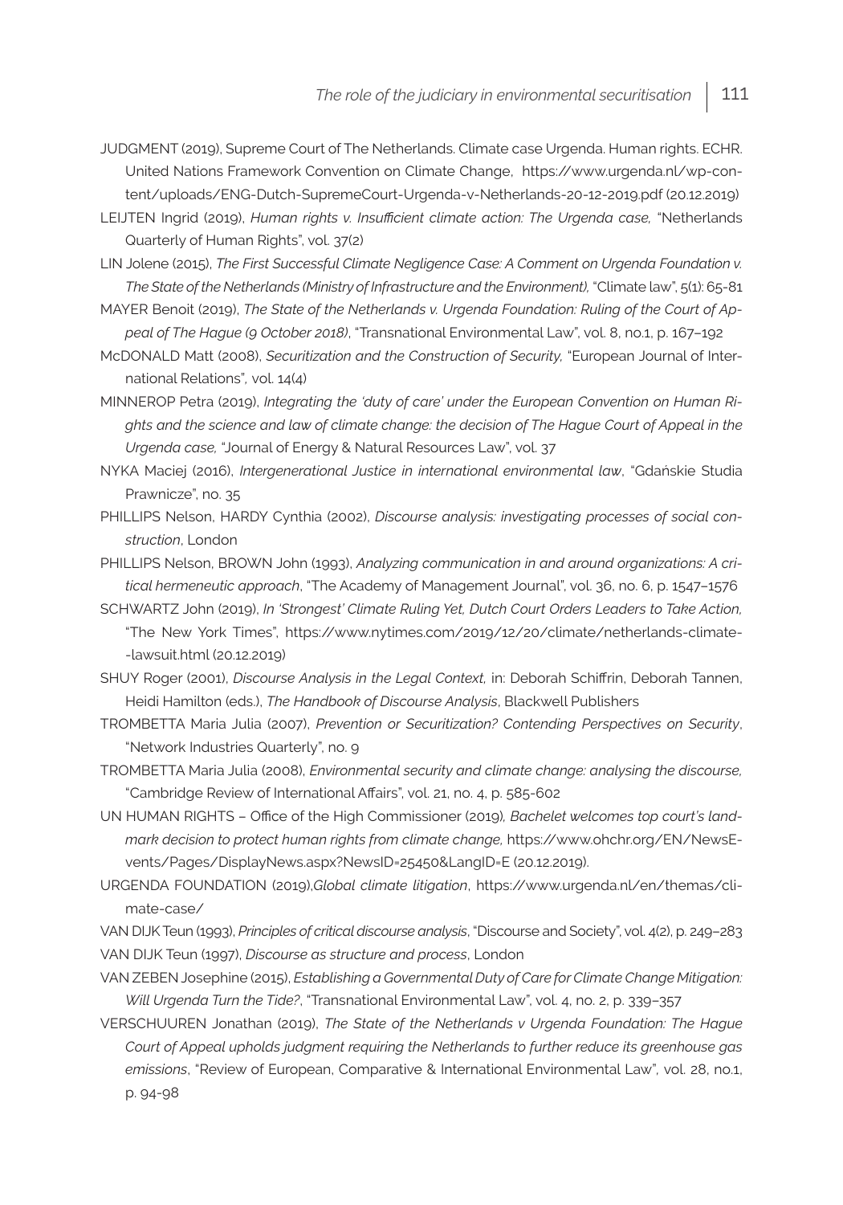JUDGMENT (2019), Supreme Court of The Netherlands. Climate case Urgenda. Human rights. ECHR. United Nations Framework Convention on Climate Change, https://www.urgenda.nl/wp-content/uploads/ENG-Dutch-SupremeCourt-Urgenda-v-Netherlands-20-12-2019.pdf (20.12.2019)

LEIJTEN Ingrid (2019), *Human rights v. Insufficient climate action: The Urgenda case,* "Netherlands Quarterly of Human Rights", vol. 37(2)

LIN Jolene (2015), *The First Successful Climate Negligence Case: A Comment on Urgenda Foundation v. The State of the Netherlands (Ministry of Infrastructure and the Environment),* "Climate law", 5(1): 65-81

MAYER Benoit (2019), *The State of the Netherlands v. Urgenda Foundation: Ruling of the Court of Appeal of The Hague (9 October 2018)*, "Transnational Environmental Law", vol. 8, no.1, p. 167–192

McDONALD Matt (2008), *Securitization and the Construction of Security,* "European Journal of International Relations", vol. 14(4)

MINNEROP Petra (2019), *Integrating the 'duty of care' under the European Convention on Human Rights and the science and law of climate change: the decision of The Hague Court of Appeal in the Urgenda case,* "Journal of Energy & Natural Resources Law", vol. 37

NYKA Maciej (2016), *Intergenerational Justice in international environmental law*, "Gdańskie Studia Prawnicze", no. 35

PHILLIPS Nelson, HARDY Cynthia (2002), *Discourse analysis: investigating processes of social construction*, London

PHILLIPS Nelson, BROWN John (1993), *Analyzing communication in and around organizations: A critical hermeneutic approach*, "The Academy of Management Journal", vol. 36, no. 6, p. 1547–1576

SCHWARTZ John (2019), *In 'Strongest' Climate Ruling Yet, Dutch Court Orders Leaders to Take Action,* "The New York Times", https://www.nytimes.com/2019/12/20/climate/netherlands-climate-lawsuit.html (20.12.2019)

SHUY Roger (2001), *Discourse Analysis in the Legal Context,* in: Deborah Schiffrin, Deborah Tannen, Heidi Hamilton (eds.), *The Handbook of Discourse Analysis*, Blackwell Publishers

TROMBETTA Maria Julia (2007), *Prevention or Securitization? Contending Perspectives on Security*, "Network Industries Quarterly", no. 9

TROMBETTA Maria Julia (2008), *Environmental security and climate change: analysing the discourse,* "Cambridge Review of International Affairs", vol. 21, no. 4, p. 585-602

UN HUMAN RIGHTS – Office of the High Commissioner (2019), *Bachelet welcomes top court's landmark decision to protect human rights from climate change,* https://www.ohchr.org/EN/NewsEvents/Pages/DisplayNews.aspx?NewsID=25450&LangID=E (20.12.2019).

URGENDA FOUNDATION (2019),*Global climate litigation*, https://www.urgenda.nl/en/themas/climate-case/

VAN DIJK Teun (1993), *Principles of critical discourse analysis*, "Discourse and Society", vol. 4(2), p. 249–283

VAN DIJK Teun (1997), *Discourse as structure and process*, London

VAN ZEBEN Josephine (2015), *Establishing a Governmental Duty of Care for Climate Change Mitigation: Will Urgenda Turn the Tide?*, "Transnational Environmental Law", vol. 4, no. 2, p. 339–357

VERSCHUUREN Jonathan (2019), *The State of the Netherlands v Urgenda Foundation: The Hague Court of Appeal upholds judgment requiring the Netherlands to further reduce its greenhouse gas emissions*, "Review of European, Comparative & International Environmental Law", vol. 28, no.1, p. 94-98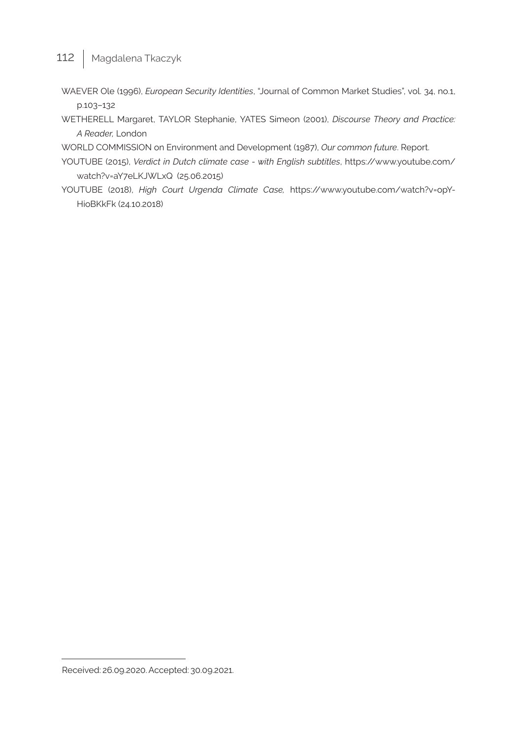WAEVER Ole (1996), *European Security Identities*, "Journal of Common Market Studies", vol. 34, no.1, p.103–132

WETHERELL Margaret, TAYLOR Stephanie, YATES Simeon (2001), *Discourse Theory and Practice: A Reader*, London

WORLD COMMISSION on Environment and Development (1987), *Our common future*. Report.

YOUTUBE (2015), *Verdict in Dutch climate case - with English subtitles*, https://www.youtube.com/watch?v=aY7eLKJWLxQ (25.06.2015)

YOUTUBE (2018), *High Court Urgenda Climate Case,* https://www.youtube.com/watch?v=opY-HioBKkFk (24.10.2018)

---

Received: 26.09.2020. Accepted: 30.09.2021.